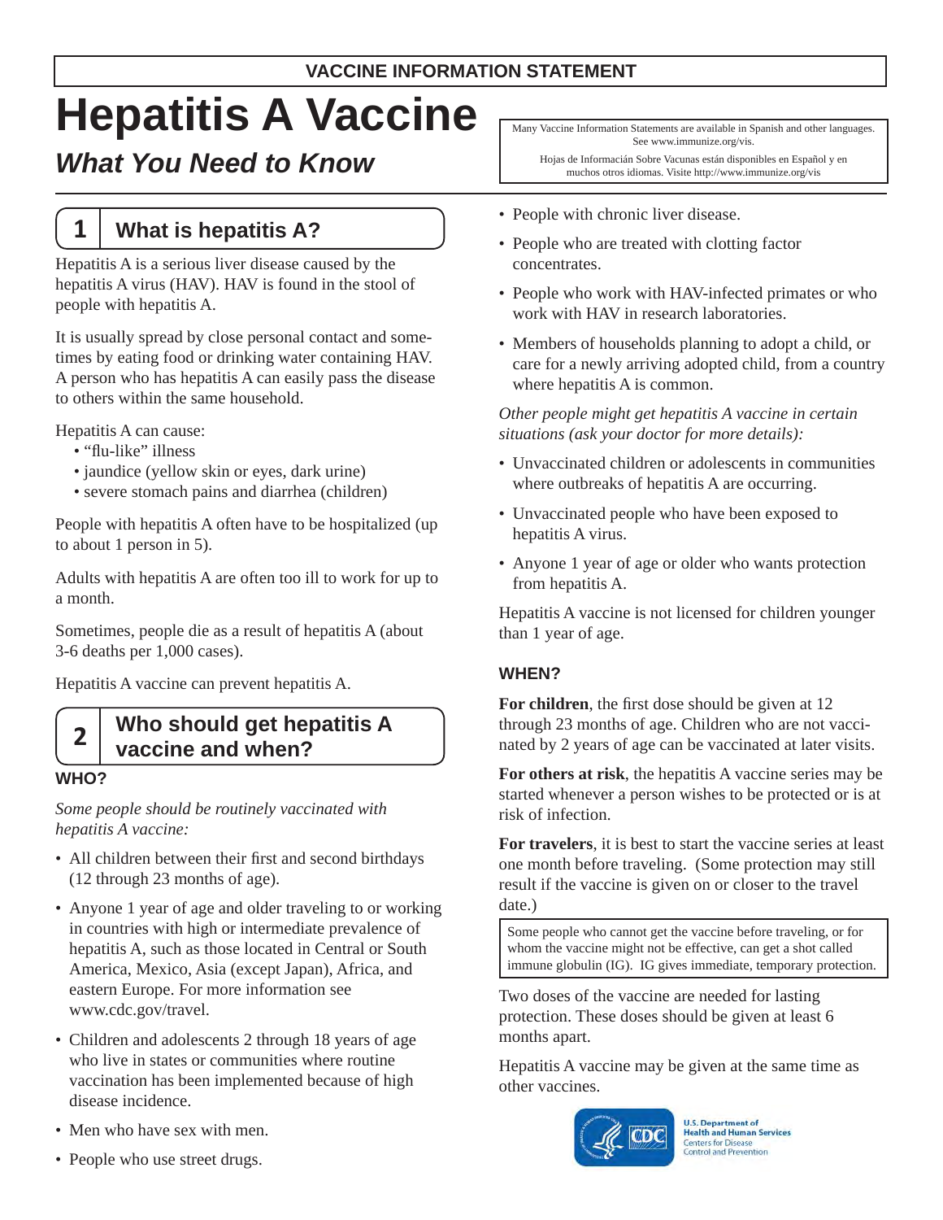**VACCINE INFORMATION STATEMENT**

# Hepatitis A Vaccine

## *What You Need to Know*

Many Vaccine Information Statements are available in Spanish and other languages. See www.immunize.org/vis.

Hojas de Informacián Sobre Vacunas están disponibles en Español y en muchos otros idiomas. Visite http://www.immunize.org/vis

## 1 What is hepatitis A?

Hepatitis A is a serious liver disease caused by the hepatitis A virus (HAV). HAV is found in the stool of people with hepatitis A.

It is usually spread by close personal contact and sometimes by eating food or drinking water containing HAV. A person who has hepatitis A can easily pass the disease to others within the same household.

Hepatitis A can cause:

- "flu-like" illness
- jaundice (yellow skin or eyes, dark urine)
- severe stomach pains and diarrhea (children)

People with hepatitis A often have to be hospitalized (up to about 1 person in 5).

Adults with hepatitis A are often too ill to work for up to a month.

Sometimes, people die as a result of hepatitis A (about 3-6 deaths per 1,000 cases).

Hepatitis A vaccine can prevent hepatitis A.

## 2 Who should get hepatitis A vaccine and when?

### WHO?

*Some people should be routinely vaccinated with hepatitis A vaccine:*

- All children between their first and second birthdays (12 through 23 months of age).
- Anyone 1 year of age and older traveling to or working in countries with high or intermediate prevalence of hepatitis A, such as those located in Central or South America, Mexico, Asia (except Japan), Africa, and eastern Europe. For more information see www.cdc.gov/travel.
- Children and adolescents 2 through 18 years of age who live in states or communities where routine vaccination has been implemented because of high disease incidence.
- Men who have sex with men.
- People who use street drugs.
- People with chronic liver disease.
- People who are treated with clotting factor concentrates.
- People who work with HAV-infected primates or who work with HAV in research laboratories.
- Members of households planning to adopt a child, or care for a newly arriving adopted child, from a country where hepatitis A is common.

*Other people might get hepatitis A vaccine in certain situations (ask your doctor for more details):*

- Unvaccinated children or adolescents in communities where outbreaks of hepatitis A are occurring.
- Unvaccinated people who have been exposed to hepatitis A virus.
- Anyone 1 year of age or older who wants protection from hepatitis A.

Hepatitis A vaccine is not licensed for children younger than 1 year of age.

### WHEN?

**For children**, the first dose should be given at 12 through 23 months of age. Children who are not vaccinated by 2 years of age can be vaccinated at later visits.

**For others at risk**, the hepatitis A vaccine series may be started whenever a person wishes to be protected or is at risk of infection.

**For travelers**, it is best to start the vaccine series at least one month before traveling. (Some protection may still result if the vaccine is given on or closer to the travel date.)

Some people who cannot get the vaccine before traveling, or for whom the vaccine might not be effective, can get a shot called immune globulin (IG). IG gives immediate, temporary protection.

Two doses of the vaccine are needed for lasting protection. These doses should be given at least 6 months apart.

Hepatitis A vaccine may be given at the same time as other vaccines.

U.S. Department of Health and Human Services
Centers for Disease Control and Prevention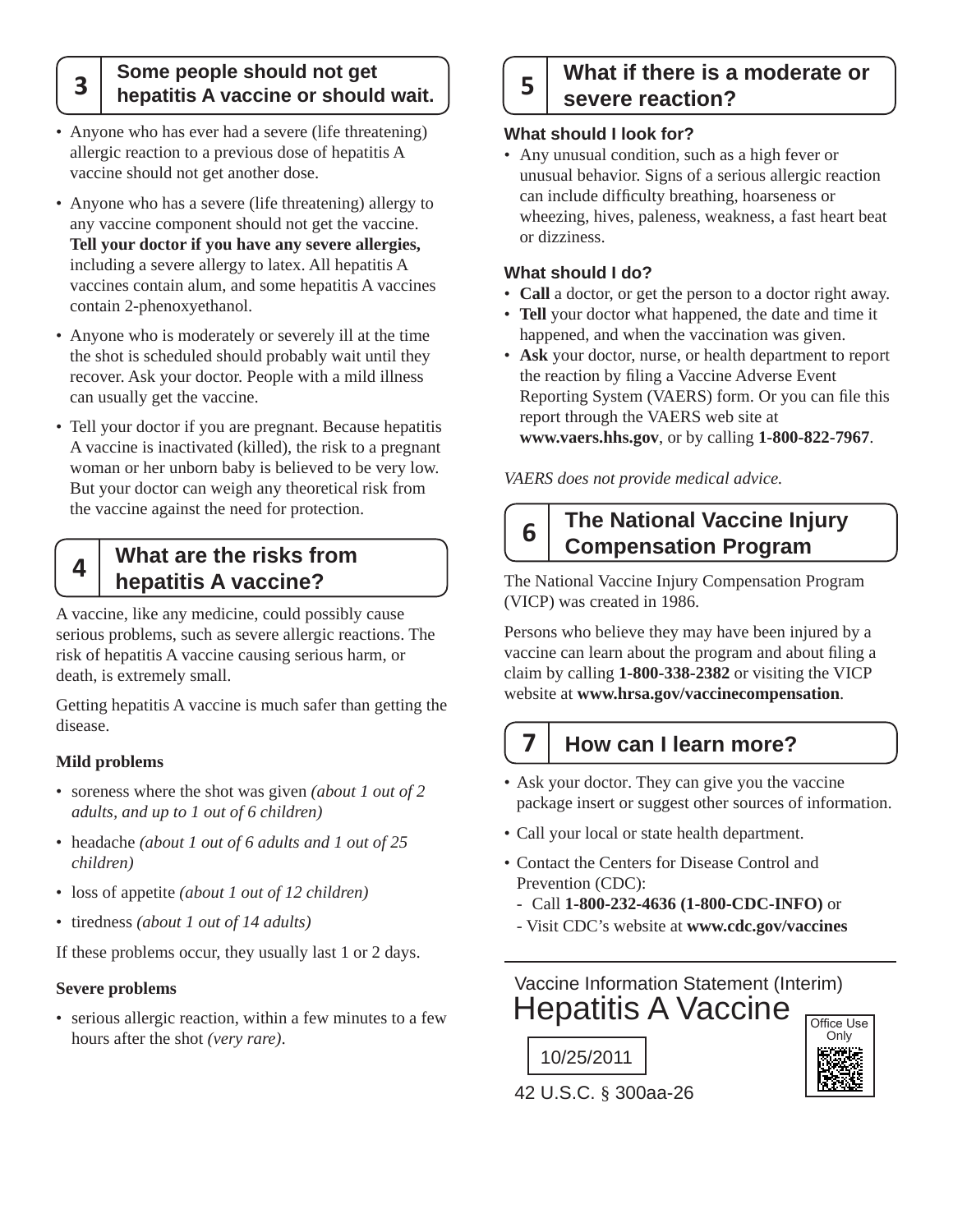## 3 Some people should not get hepatitis A vaccine or should wait.

- Anyone who has ever had a severe (life threatening) allergic reaction to a previous dose of hepatitis A vaccine should not get another dose.
- Anyone who has a severe (life threatening) allergy to any vaccine component should not get the vaccine. **Tell your doctor if you have any severe allergies,** including a severe allergy to latex. All hepatitis A vaccines contain alum, and some hepatitis A vaccines contain 2-phenoxyethanol.
- Anyone who is moderately or severely ill at the time the shot is scheduled should probably wait until they recover. Ask your doctor. People with a mild illness can usually get the vaccine.
- Tell your doctor if you are pregnant. Because hepatitis A vaccine is inactivated (killed), the risk to a pregnant woman or her unborn baby is believed to be very low. But your doctor can weigh any theoretical risk from the vaccine against the need for protection.

## 4 What are the risks from hepatitis A vaccine?

A vaccine, like any medicine, could possibly cause serious problems, such as severe allergic reactions. The risk of hepatitis A vaccine causing serious harm, or death, is extremely small.

Getting hepatitis A vaccine is much safer than getting the disease.

**Mild problems**

- soreness where the shot was given *(about 1 out of 2 adults, and up to 1 out of 6 children)*
- headache *(about 1 out of 6 adults and 1 out of 25 children)*
- loss of appetite *(about 1 out of 12 children)*
- tiredness *(about 1 out of 14 adults)*

If these problems occur, they usually last 1 or 2 days.

**Severe problems**

- serious allergic reaction, within a few minutes to a few hours after the shot *(very rare)*.

## 5 What if there is a moderate or severe reaction?

**What should I look for?**

- Any unusual condition, such as a high fever or unusual behavior. Signs of a serious allergic reaction can include difficulty breathing, hoarseness or wheezing, hives, paleness, weakness, a fast heart beat or dizziness.

**What should I do?**

- **Call** a doctor, or get the person to a doctor right away.
- **Tell** your doctor what happened, the date and time it happened, and when the vaccination was given.
- **Ask** your doctor, nurse, or health department to report the reaction by filing a Vaccine Adverse Event Reporting System (VAERS) form. Or you can file this report through the VAERS web site at **www.vaers.hhs.gov**, or by calling **1-800-822-7967**.

*VAERS does not provide medical advice.*

## 6 The National Vaccine Injury Compensation Program

The National Vaccine Injury Compensation Program (VICP) was created in 1986.

Persons who believe they may have been injured by a vaccine can learn about the program and about filing a claim by calling **1-800-338-2382** or visiting the VICP website at **www.hrsa.gov/vaccinecompensation**.

## 7 How can I learn more?

- Ask your doctor. They can give you the vaccine package insert or suggest other sources of information.
- Call your local or state health department.
- Contact the Centers for Disease Control and Prevention (CDC):
  - Call **1-800-232-4636 (1-800-CDC-INFO)** or
  - Visit CDC's website at **www.cdc.gov/vaccines**

Vaccine Information Statement (Interim)

# Hepatitis A Vaccine

10/25/2011

42 U.S.C. § 300aa-26

Office Use Only